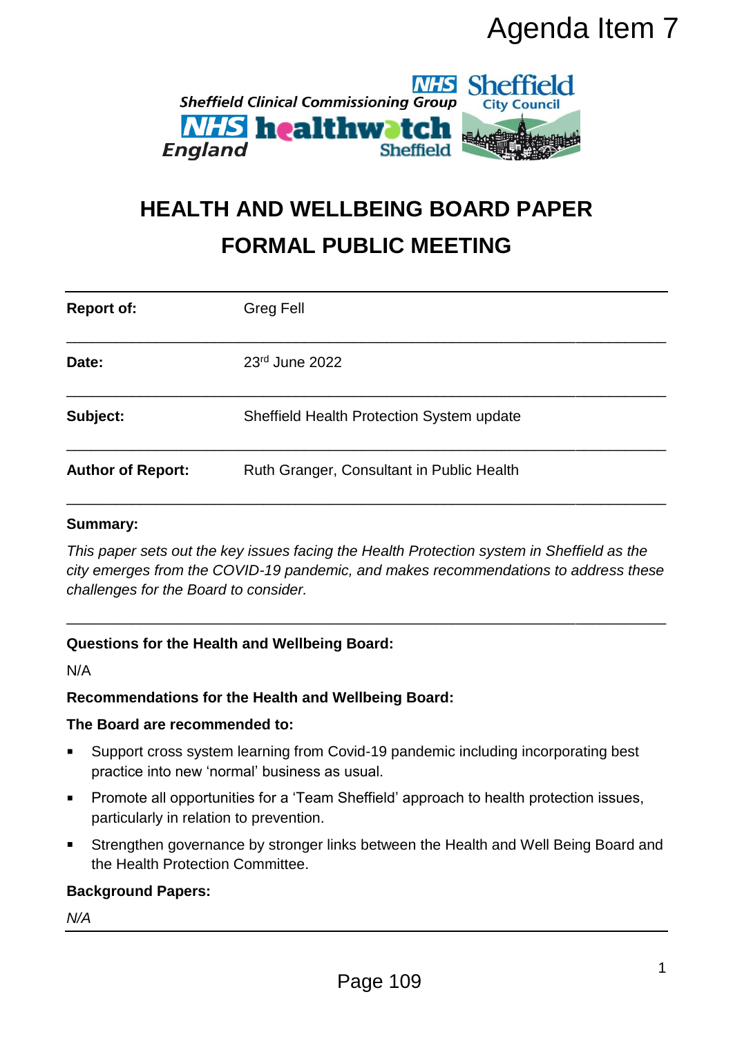Agenda Item 7

# HEALTH AND WELLBEING BOARD PAPER
# FORMAL PUBLIC MEETING

| | |
|---|---|
| **Report of:** | Greg Fell |
| **Date:** | 23rd June 2022 |
| **Subject:** | Sheffield Health Protection System update |
| **Author of Report:** | Ruth Granger, Consultant in Public Health |

**Summary:**

*This paper sets out the key issues facing the Health Protection system in Sheffield as the city emerges from the COVID-19 pandemic, and makes recommendations to address these challenges for the Board to consider.*

---

**Questions for the Health and Wellbeing Board:**

N/A

**Recommendations for the Health and Wellbeing Board:**

**The Board are recommended to:**

- Support cross system learning from Covid-19 pandemic including incorporating best practice into new 'normal' business as usual.
- Promote all opportunities for a 'Team Sheffield' approach to health protection issues, particularly in relation to prevention.
- Strengthen governance by stronger links between the Health and Well Being Board and the Health Protection Committee.

**Background Papers:**

*N/A*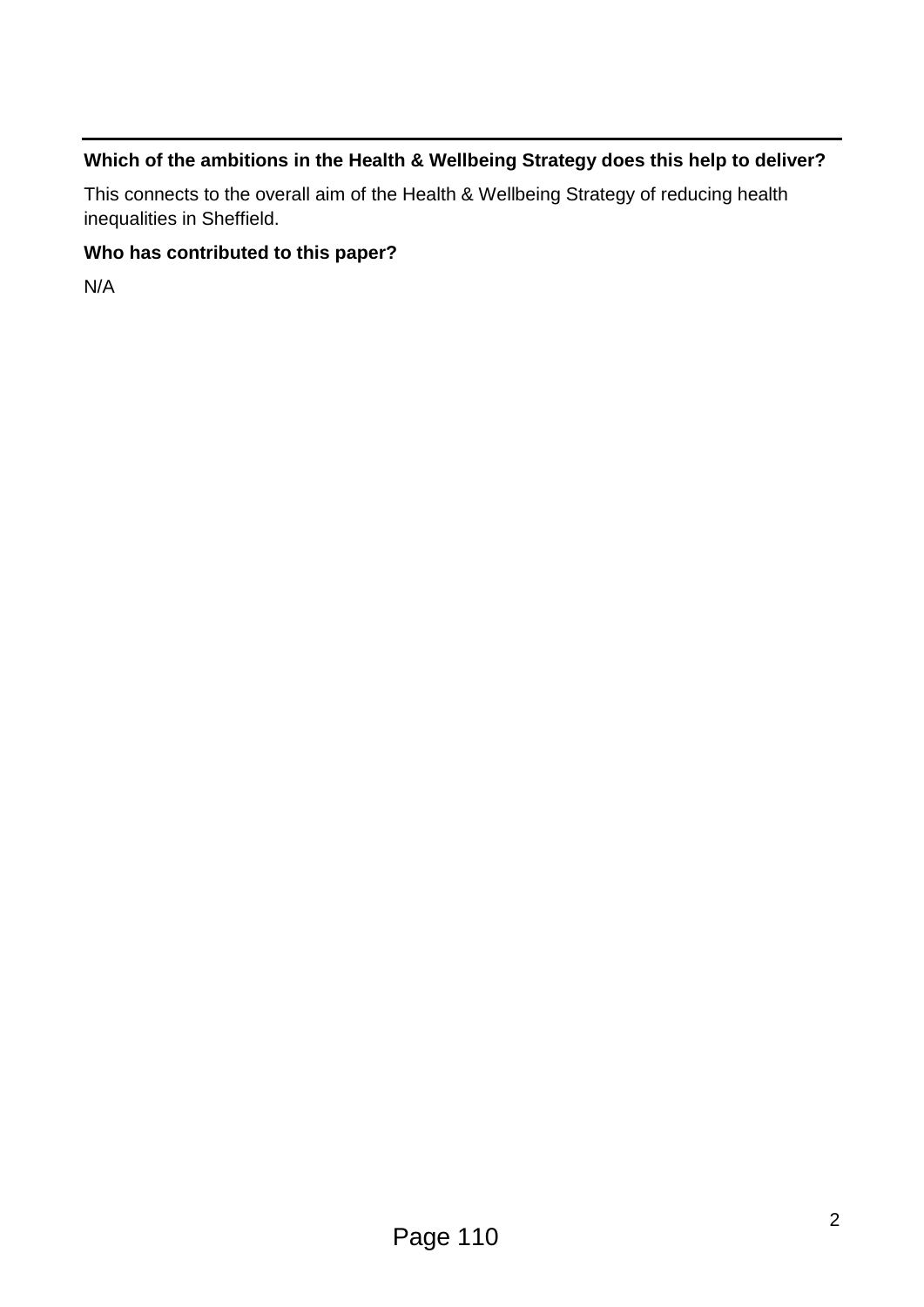**Which of the ambitions in the Health & Wellbeing Strategy does this help to deliver?**

This connects to the overall aim of the Health & Wellbeing Strategy of reducing health inequalities in Sheffield.

**Who has contributed to this paper?**

N/A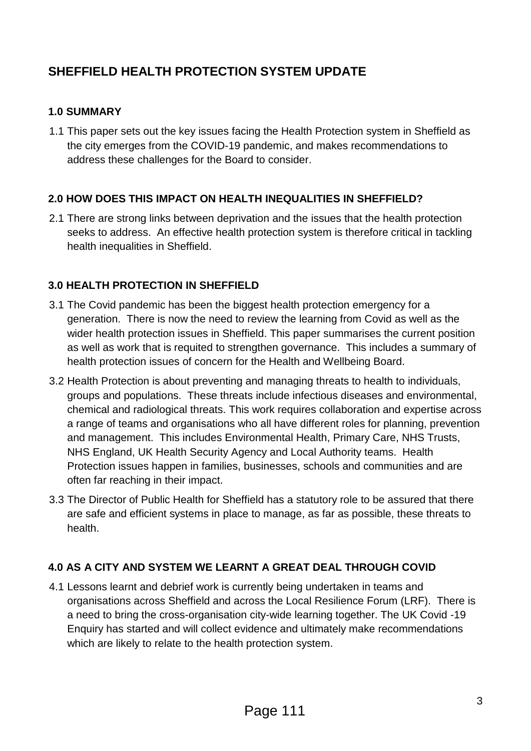# SHEFFIELD HEALTH PROTECTION SYSTEM UPDATE

## 1.0 SUMMARY

1.1 This paper sets out the key issues facing the Health Protection system in Sheffield as the city emerges from the COVID-19 pandemic, and makes recommendations to address these challenges for the Board to consider.

## 2.0 HOW DOES THIS IMPACT ON HEALTH INEQUALITIES IN SHEFFIELD?

2.1 There are strong links between deprivation and the issues that the health protection seeks to address. An effective health protection system is therefore critical in tackling health inequalities in Sheffield.

## 3.0 HEALTH PROTECTION IN SHEFFIELD

3.1 The Covid pandemic has been the biggest health protection emergency for a generation. There is now the need to review the learning from Covid as well as the wider health protection issues in Sheffield. This paper summarises the current position as well as work that is requited to strengthen governance. This includes a summary of health protection issues of concern for the Health and Wellbeing Board.

3.2 Health Protection is about preventing and managing threats to health to individuals, groups and populations. These threats include infectious diseases and environmental, chemical and radiological threats. This work requires collaboration and expertise across a range of teams and organisations who all have different roles for planning, prevention and management. This includes Environmental Health, Primary Care, NHS Trusts, NHS England, UK Health Security Agency and Local Authority teams. Health Protection issues happen in families, businesses, schools and communities and are often far reaching in their impact.

3.3 The Director of Public Health for Sheffield has a statutory role to be assured that there are safe and efficient systems in place to manage, as far as possible, these threats to health.

## 4.0 AS A CITY AND SYSTEM WE LEARNT A GREAT DEAL THROUGH COVID

4.1 Lessons learnt and debrief work is currently being undertaken in teams and organisations across Sheffield and across the Local Resilience Forum (LRF). There is a need to bring the cross-organisation city-wide learning together. The UK Covid -19 Enquiry has started and will collect evidence and ultimately make recommendations which are likely to relate to the health protection system.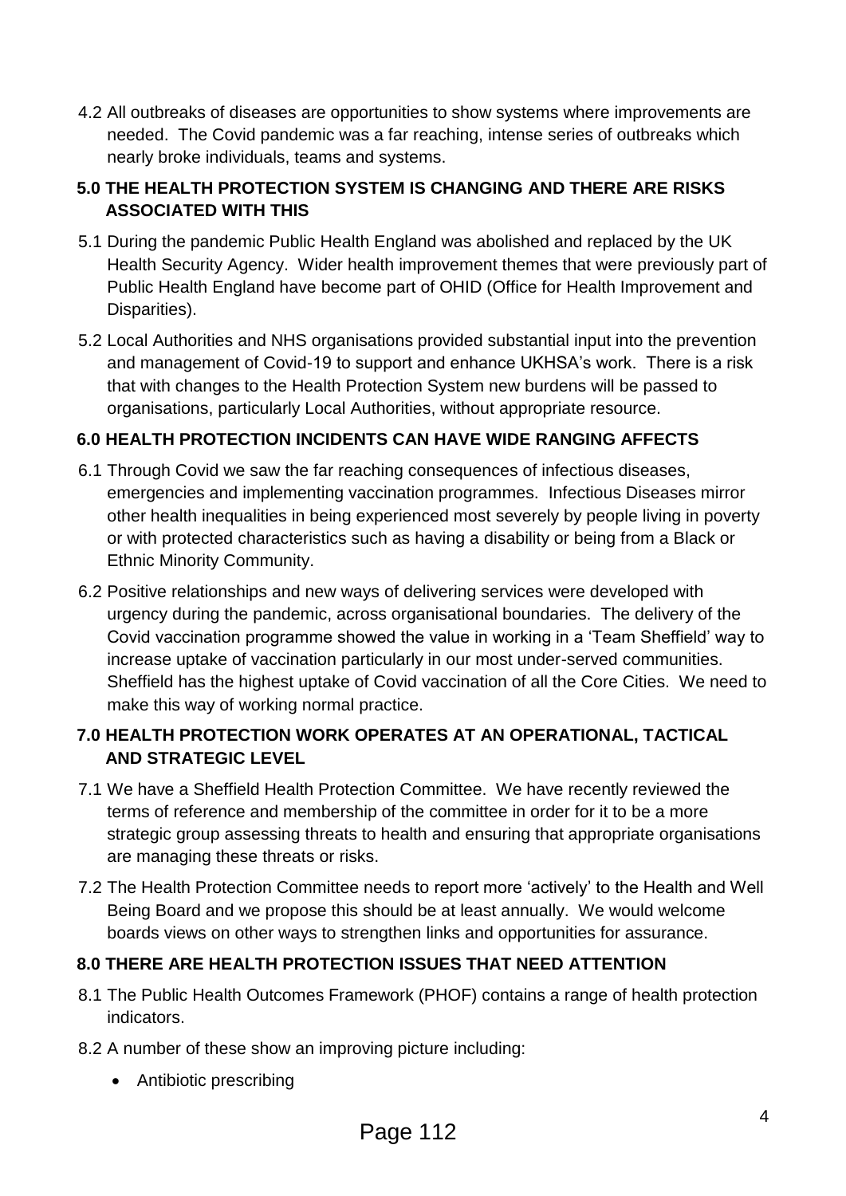4.2 All outbreaks of diseases are opportunities to show systems where improvements are needed. The Covid pandemic was a far reaching, intense series of outbreaks which nearly broke individuals, teams and systems.

## 5.0 THE HEALTH PROTECTION SYSTEM IS CHANGING AND THERE ARE RISKS ASSOCIATED WITH THIS

5.1 During the pandemic Public Health England was abolished and replaced by the UK Health Security Agency. Wider health improvement themes that were previously part of Public Health England have become part of OHID (Office for Health Improvement and Disparities).

5.2 Local Authorities and NHS organisations provided substantial input into the prevention and management of Covid-19 to support and enhance UKHSA's work. There is a risk that with changes to the Health Protection System new burdens will be passed to organisations, particularly Local Authorities, without appropriate resource.

## 6.0 HEALTH PROTECTION INCIDENTS CAN HAVE WIDE RANGING AFFECTS

6.1 Through Covid we saw the far reaching consequences of infectious diseases, emergencies and implementing vaccination programmes. Infectious Diseases mirror other health inequalities in being experienced most severely by people living in poverty or with protected characteristics such as having a disability or being from a Black or Ethnic Minority Community.

6.2 Positive relationships and new ways of delivering services were developed with urgency during the pandemic, across organisational boundaries. The delivery of the Covid vaccination programme showed the value in working in a 'Team Sheffield' way to increase uptake of vaccination particularly in our most under-served communities. Sheffield has the highest uptake of Covid vaccination of all the Core Cities. We need to make this way of working normal practice.

## 7.0 HEALTH PROTECTION WORK OPERATES AT AN OPERATIONAL, TACTICAL AND STRATEGIC LEVEL

7.1 We have a Sheffield Health Protection Committee. We have recently reviewed the terms of reference and membership of the committee in order for it to be a more strategic group assessing threats to health and ensuring that appropriate organisations are managing these threats or risks.

7.2 The Health Protection Committee needs to report more 'actively' to the Health and Well Being Board and we propose this should be at least annually. We would welcome boards views on other ways to strengthen links and opportunities for assurance.

## 8.0 THERE ARE HEALTH PROTECTION ISSUES THAT NEED ATTENTION

8.1 The Public Health Outcomes Framework (PHOF) contains a range of health protection indicators.

8.2 A number of these show an improving picture including:

- Antibiotic prescribing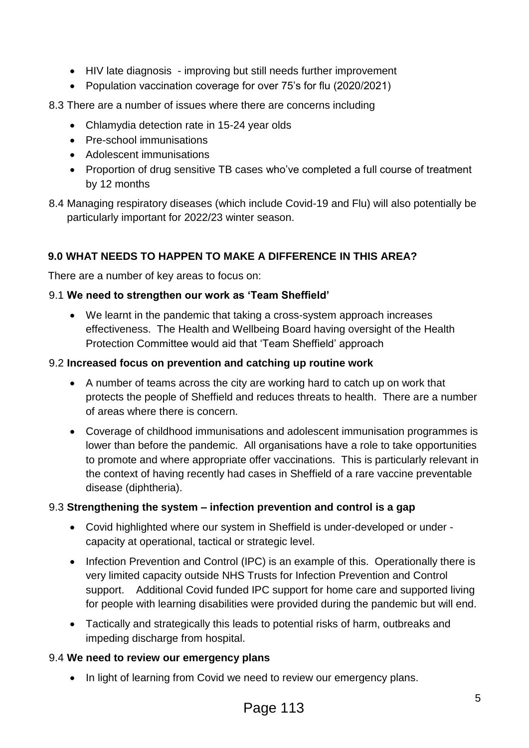- HIV late diagnosis - improving but still needs further improvement
- Population vaccination coverage for over 75's for flu (2020/2021)

8.3 There are a number of issues where there are concerns including

- Chlamydia detection rate in 15-24 year olds
- Pre-school immunisations
- Adolescent immunisations
- Proportion of drug sensitive TB cases who've completed a full course of treatment by 12 months

8.4 Managing respiratory diseases (which include Covid-19 and Flu) will also potentially be particularly important for 2022/23 winter season.

## 9.0 WHAT NEEDS TO HAPPEN TO MAKE A DIFFERENCE IN THIS AREA?

There are a number of key areas to focus on:

### 9.1 We need to strengthen our work as 'Team Sheffield'

- We learnt in the pandemic that taking a cross-system approach increases effectiveness. The Health and Wellbeing Board having oversight of the Health Protection Committee would aid that 'Team Sheffield' approach

### 9.2 Increased focus on prevention and catching up routine work

- A number of teams across the city are working hard to catch up on work that protects the people of Sheffield and reduces threats to health. There are a number of areas where there is concern.
- Coverage of childhood immunisations and adolescent immunisation programmes is lower than before the pandemic. All organisations have a role to take opportunities to promote and where appropriate offer vaccinations. This is particularly relevant in the context of having recently had cases in Sheffield of a rare vaccine preventable disease (diphtheria).

### 9.3 Strengthening the system – infection prevention and control is a gap

- Covid highlighted where our system in Sheffield is under-developed or under -capacity at operational, tactical or strategic level.
- Infection Prevention and Control (IPC) is an example of this. Operationally there is very limited capacity outside NHS Trusts for Infection Prevention and Control support. Additional Covid funded IPC support for home care and supported living for people with learning disabilities were provided during the pandemic but will end.
- Tactically and strategically this leads to potential risks of harm, outbreaks and impeding discharge from hospital.

### 9.4 We need to review our emergency plans

- In light of learning from Covid we need to review our emergency plans.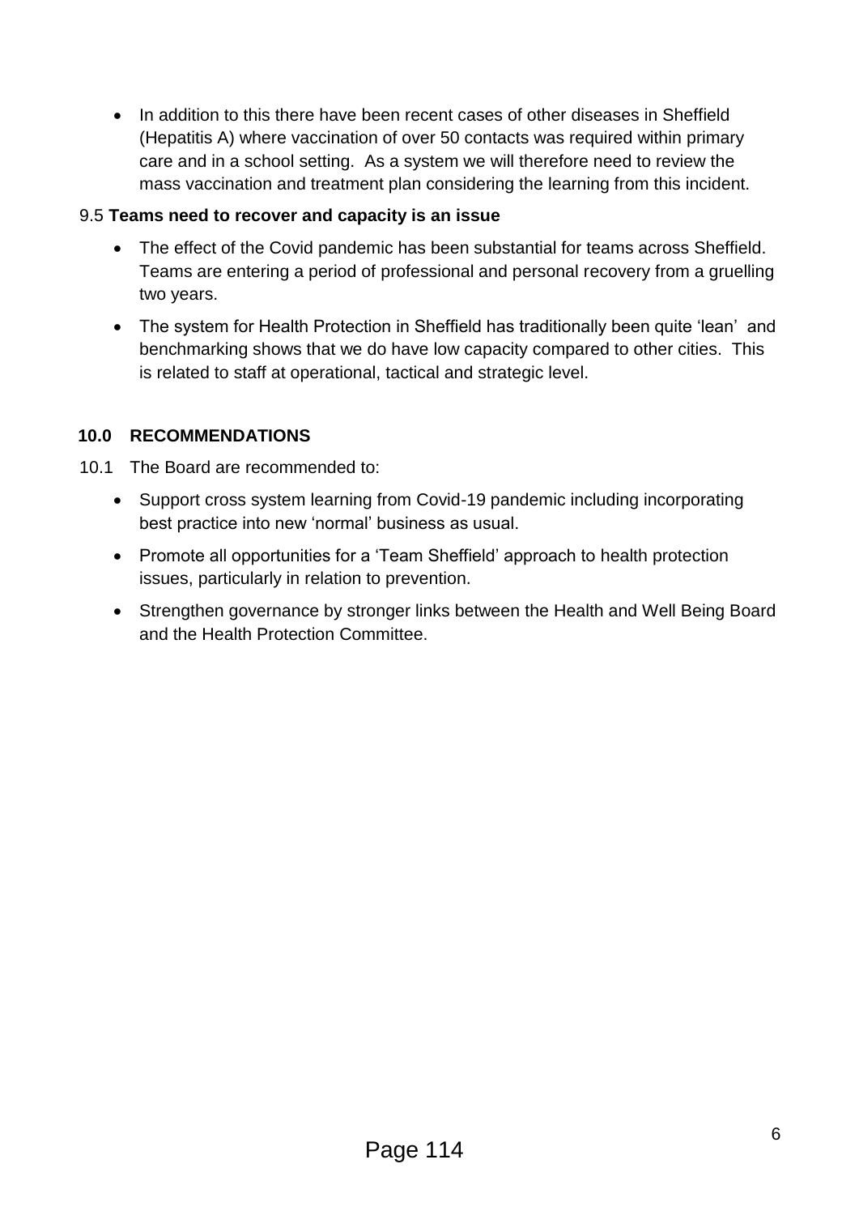- In addition to this there have been recent cases of other diseases in Sheffield (Hepatitis A) where vaccination of over 50 contacts was required within primary care and in a school setting. As a system we will therefore need to review the mass vaccination and treatment plan considering the learning from this incident.

9.5 **Teams need to recover and capacity is an issue**

- The effect of the Covid pandemic has been substantial for teams across Sheffield. Teams are entering a period of professional and personal recovery from a gruelling two years.
- The system for Health Protection in Sheffield has traditionally been quite 'lean' and benchmarking shows that we do have low capacity compared to other cities. This is related to staff at operational, tactical and strategic level.

## 10.0 RECOMMENDATIONS

10.1 The Board are recommended to:

- Support cross system learning from Covid-19 pandemic including incorporating best practice into new 'normal' business as usual.
- Promote all opportunities for a 'Team Sheffield' approach to health protection issues, particularly in relation to prevention.
- Strengthen governance by stronger links between the Health and Well Being Board and the Health Protection Committee.